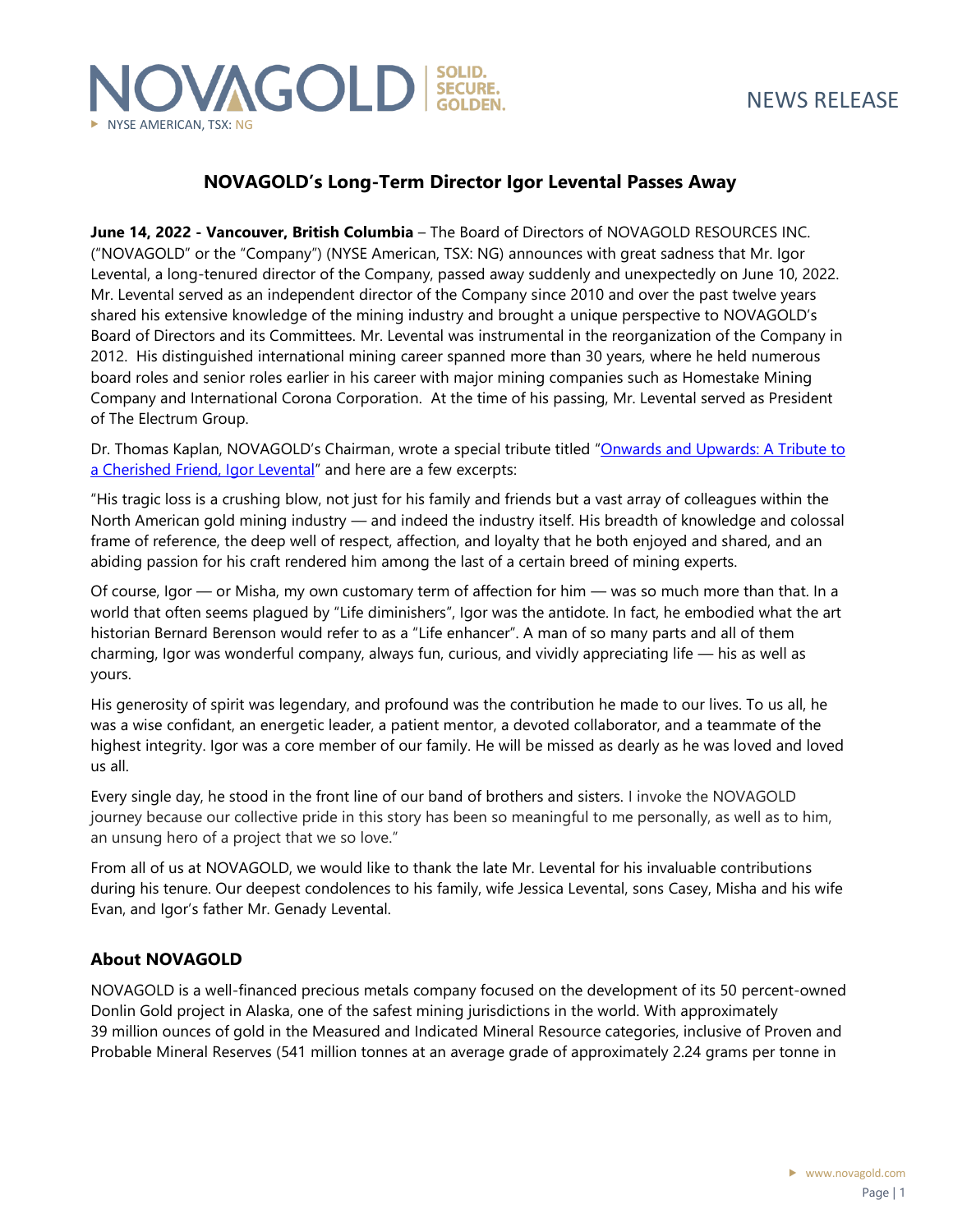NOVAGOLD SOLID. SECURE. GOLDEN.

NYSE AMERICAN, TSX: NG

NEWS RELEASE

# NOVAGOLD's Long-Term Director Igor Levental Passes Away

**June 14, 2022 - Vancouver, British Columbia** – The Board of Directors of NOVAGOLD RESOURCES INC. ("NOVAGOLD" or the "Company") (NYSE American, TSX: NG) announces with great sadness that Mr. Igor Levental, a long-tenured director of the Company, passed away suddenly and unexpectedly on June 10, 2022. Mr. Levental served as an independent director of the Company since 2010 and over the past twelve years shared his extensive knowledge of the mining industry and brought a unique perspective to NOVAGOLD's Board of Directors and its Committees. Mr. Levental was instrumental in the reorganization of the Company in 2012. His distinguished international mining career spanned more than 30 years, where he held numerous board roles and senior roles earlier in his career with major mining companies such as Homestake Mining Company and International Corona Corporation. At the time of his passing, Mr. Levental served as President of The Electrum Group.

Dr. Thomas Kaplan, NOVAGOLD's Chairman, wrote a special tribute titled "Onwards and Upwards: A Tribute to a Cherished Friend, Igor Levental" and here are a few excerpts:

"His tragic loss is a crushing blow, not just for his family and friends but a vast array of colleagues within the North American gold mining industry — and indeed the industry itself. His breadth of knowledge and colossal frame of reference, the deep well of respect, affection, and loyalty that he both enjoyed and shared, and an abiding passion for his craft rendered him among the last of a certain breed of mining experts.

Of course, Igor — or Misha, my own customary term of affection for him — was so much more than that. In a world that often seems plagued by "Life diminishers", Igor was the antidote. In fact, he embodied what the art historian Bernard Berenson would refer to as a "Life enhancer". A man of so many parts and all of them charming, Igor was wonderful company, always fun, curious, and vividly appreciating life — his as well as yours.

His generosity of spirit was legendary, and profound was the contribution he made to our lives. To us all, he was a wise confidant, an energetic leader, a patient mentor, a devoted collaborator, and a teammate of the highest integrity. Igor was a core member of our family. He will be missed as dearly as he was loved and loved us all.

Every single day, he stood in the front line of our band of brothers and sisters. I invoke the NOVAGOLD journey because our collective pride in this story has been so meaningful to me personally, as well as to him, an unsung hero of a project that we so love."

From all of us at NOVAGOLD, we would like to thank the late Mr. Levental for his invaluable contributions during his tenure. Our deepest condolences to his family, wife Jessica Levental, sons Casey, Misha and his wife Evan, and Igor's father Mr. Genady Levental.

## About NOVAGOLD

NOVAGOLD is a well-financed precious metals company focused on the development of its 50 percent-owned Donlin Gold project in Alaska, one of the safest mining jurisdictions in the world. With approximately 39 million ounces of gold in the Measured and Indicated Mineral Resource categories, inclusive of Proven and Probable Mineral Reserves (541 million tonnes at an average grade of approximately 2.24 grams per tonne in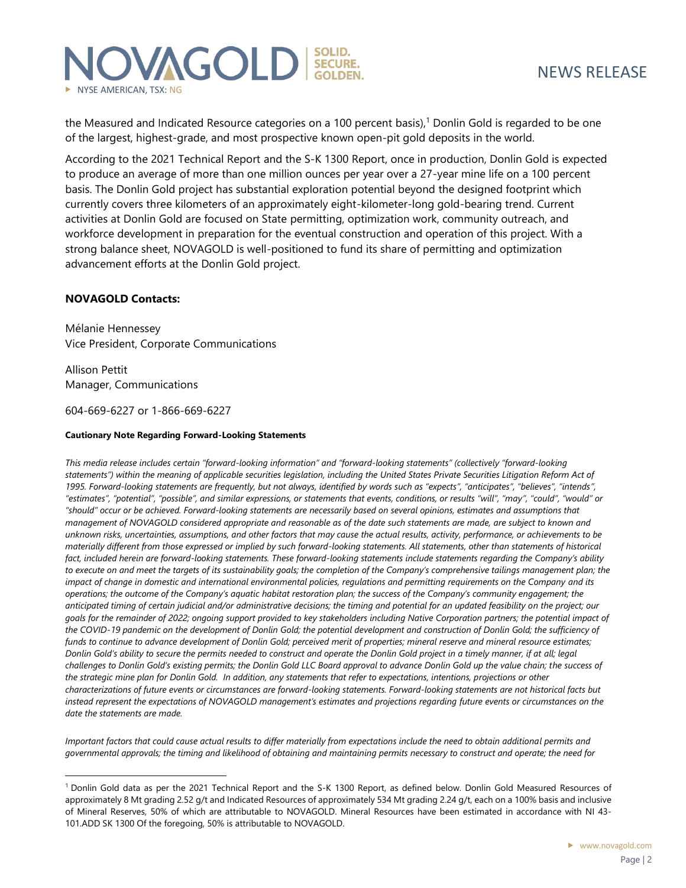the Measured and Indicated Resource categories on a 100 percent basis),[1] Donlin Gold is regarded to be one of the largest, highest-grade, and most prospective known open-pit gold deposits in the world.

According to the 2021 Technical Report and the S-K 1300 Report, once in production, Donlin Gold is expected to produce an average of more than one million ounces per year over a 27-year mine life on a 100 percent basis. The Donlin Gold project has substantial exploration potential beyond the designed footprint which currently covers three kilometers of an approximately eight-kilometer-long gold-bearing trend. Current activities at Donlin Gold are focused on State permitting, optimization work, community outreach, and workforce development in preparation for the eventual construction and operation of this project. With a strong balance sheet, NOVAGOLD is well-positioned to fund its share of permitting and optimization advancement efforts at the Donlin Gold project.

**NOVAGOLD Contacts:**

Mélanie Hennessey
Vice President, Corporate Communications

Allison Pettit
Manager, Communications

604-669-6227 or 1-866-669-6227

**Cautionary Note Regarding Forward-Looking Statements**

*This media release includes certain "forward-looking information" and "forward-looking statements" (collectively "forward-looking statements") within the meaning of applicable securities legislation, including the United States Private Securities Litigation Reform Act of 1995. Forward-looking statements are frequently, but not always, identified by words such as "expects", "anticipates", "believes", "intends", "estimates", "potential", "possible", and similar expressions, or statements that events, conditions, or results "will", "may", "could", "would" or "should" occur or be achieved. Forward-looking statements are necessarily based on several opinions, estimates and assumptions that management of NOVAGOLD considered appropriate and reasonable as of the date such statements are made, are subject to known and unknown risks, uncertainties, assumptions, and other factors that may cause the actual results, activity, performance, or achievements to be materially different from those expressed or implied by such forward-looking statements. All statements, other than statements of historical fact, included herein are forward-looking statements. These forward-looking statements include statements regarding the Company's ability to execute on and meet the targets of its sustainability goals; the completion of the Company's comprehensive tailings management plan; the impact of change in domestic and international environmental policies, regulations and permitting requirements on the Company and its operations; the outcome of the Company's aquatic habitat restoration plan; the success of the Company's community engagement; the anticipated timing of certain judicial and/or administrative decisions; the timing and potential for an updated feasibility on the project; our goals for the remainder of 2022; ongoing support provided to key stakeholders including Native Corporation partners; the potential impact of the COVID-19 pandemic on the development of Donlin Gold; the potential development and construction of Donlin Gold; the sufficiency of funds to continue to advance development of Donlin Gold; perceived merit of properties; mineral reserve and mineral resource estimates; Donlin Gold's ability to secure the permits needed to construct and operate the Donlin Gold project in a timely manner, if at all; legal challenges to Donlin Gold's existing permits; the Donlin Gold LLC Board approval to advance Donlin Gold up the value chain; the success of the strategic mine plan for Donlin Gold. In addition, any statements that refer to expectations, intentions, projections or other characterizations of future events or circumstances are forward-looking statements. Forward-looking statements are not historical facts but instead represent the expectations of NOVAGOLD management's estimates and projections regarding future events or circumstances on the date the statements are made.*

*Important factors that could cause actual results to differ materially from expectations include the need to obtain additional permits and governmental approvals; the timing and likelihood of obtaining and maintaining permits necessary to construct and operate; the need for*

[1] Donlin Gold data as per the 2021 Technical Report and the S-K 1300 Report, as defined below. Donlin Gold Measured Resources of approximately 8 Mt grading 2.52 g/t and Indicated Resources of approximately 534 Mt grading 2.24 g/t, each on a 100% basis and inclusive of Mineral Reserves, 50% of which are attributable to NOVAGOLD. Mineral Resources have been estimated in accordance with NI 43-101.ADD SK 1300 Of the foregoing, 50% is attributable to NOVAGOLD.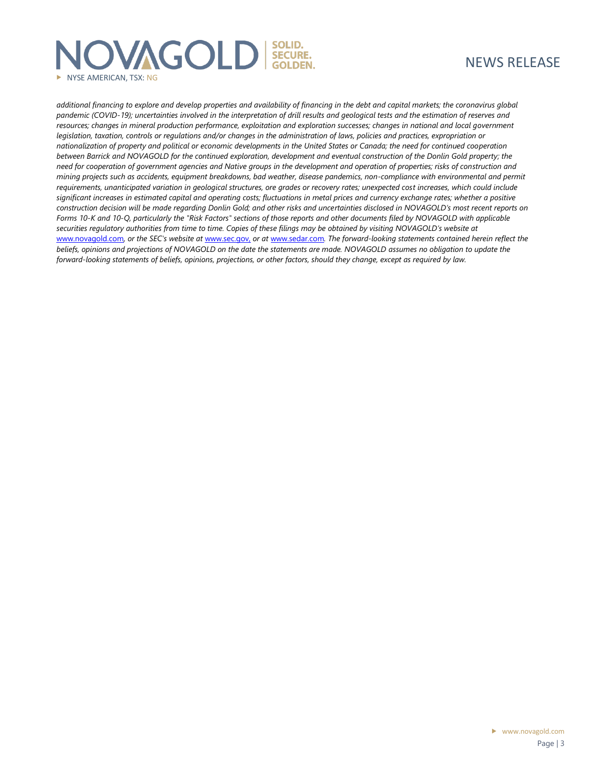*additional financing to explore and develop properties and availability of financing in the debt and capital markets; the coronavirus global pandemic (COVID-19); uncertainties involved in the interpretation of drill results and geological tests and the estimation of reserves and resources; changes in mineral production performance, exploitation and exploration successes; changes in national and local government legislation, taxation, controls or regulations and/or changes in the administration of laws, policies and practices, expropriation or nationalization of property and political or economic developments in the United States or Canada; the need for continued cooperation between Barrick and NOVAGOLD for the continued exploration, development and eventual construction of the Donlin Gold property; the need for cooperation of government agencies and Native groups in the development and operation of properties; risks of construction and mining projects such as accidents, equipment breakdowns, bad weather, disease pandemics, non-compliance with environmental and permit requirements, unanticipated variation in geological structures, ore grades or recovery rates; unexpected cost increases, which could include significant increases in estimated capital and operating costs; fluctuations in metal prices and currency exchange rates; whether a positive construction decision will be made regarding Donlin Gold; and other risks and uncertainties disclosed in NOVAGOLD's most recent reports on Forms 10-K and 10-Q, particularly the "Risk Factors" sections of those reports and other documents filed by NOVAGOLD with applicable securities regulatory authorities from time to time. Copies of these filings may be obtained by visiting NOVAGOLD's website at www.novagold.com, or the SEC's website at www.sec.gov, or at www.sedar.com. The forward-looking statements contained herein reflect the beliefs, opinions and projections of NOVAGOLD on the date the statements are made. NOVAGOLD assumes no obligation to update the forward-looking statements of beliefs, opinions, projections, or other factors, should they change, except as required by law.*